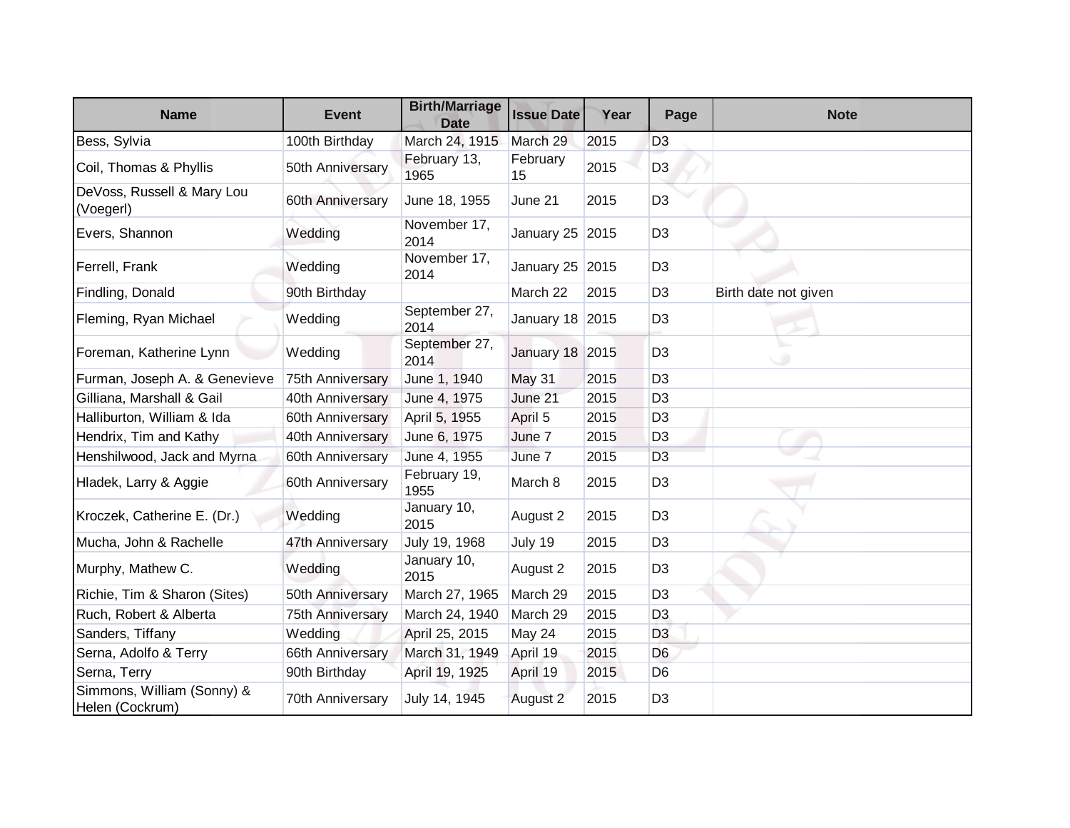| Name | Event | Birth/Marriage Date | Issue Date | Year | Page | Note |
|---|---|---|---|---|---|---|
| Bess, Sylvia | 100th Birthday | March 24, 1915 | March 29 | 2015 | D3 | |
| Coil, Thomas & Phyllis | 50th Anniversary | February 13, 1965 | February 15 | 2015 | D3 | |
| DeVoss, Russell & Mary Lou (Voegerl) | 60th Anniversary | June 18, 1955 | June 21 | 2015 | D3 | |
| Evers, Shannon | Wedding | November 17, 2014 | January 25 | 2015 | D3 | |
| Ferrell, Frank | Wedding | November 17, 2014 | January 25 | 2015 | D3 | |
| Findling, Donald | 90th Birthday | | March 22 | 2015 | D3 | Birth date not given |
| Fleming, Ryan Michael | Wedding | September 27, 2014 | January 18 | 2015 | D3 | |
| Foreman, Katherine Lynn | Wedding | September 27, 2014 | January 18 | 2015 | D3 | |
| Furman, Joseph A. & Genevieve | 75th Anniversary | June 1, 1940 | May 31 | 2015 | D3 | |
| Gilliana, Marshall & Gail | 40th Anniversary | June 4, 1975 | June 21 | 2015 | D3 | |
| Halliburton, William & Ida | 60th Anniversary | April 5, 1955 | April 5 | 2015 | D3 | |
| Hendrix, Tim and Kathy | 40th Anniversary | June 6, 1975 | June 7 | 2015 | D3 | |
| Henshilwood, Jack and Myrna | 60th Anniversary | June 4, 1955 | June 7 | 2015 | D3 | |
| Hladek, Larry & Aggie | 60th Anniversary | February 19, 1955 | March 8 | 2015 | D3 | |
| Kroczek, Catherine E. (Dr.) | Wedding | January 10, 2015 | August 2 | 2015 | D3 | |
| Mucha, John & Rachelle | 47th Anniversary | July 19, 1968 | July 19 | 2015 | D3 | |
| Murphy, Mathew C. | Wedding | January 10, 2015 | August 2 | 2015 | D3 | |
| Richie, Tim & Sharon (Sites) | 50th Anniversary | March 27, 1965 | March 29 | 2015 | D3 | |
| Ruch, Robert & Alberta | 75th Anniversary | March 24, 1940 | March 29 | 2015 | D3 | |
| Sanders, Tiffany | Wedding | April 25, 2015 | May 24 | 2015 | D3 | |
| Serna, Adolfo & Terry | 66th Anniversary | March 31, 1949 | April 19 | 2015 | D6 | |
| Serna, Terry | 90th Birthday | April 19, 1925 | April 19 | 2015 | D6 | |
| Simmons, William (Sonny) & Helen (Cockrum) | 70th Anniversary | July 14, 1945 | August 2 | 2015 | D3 | |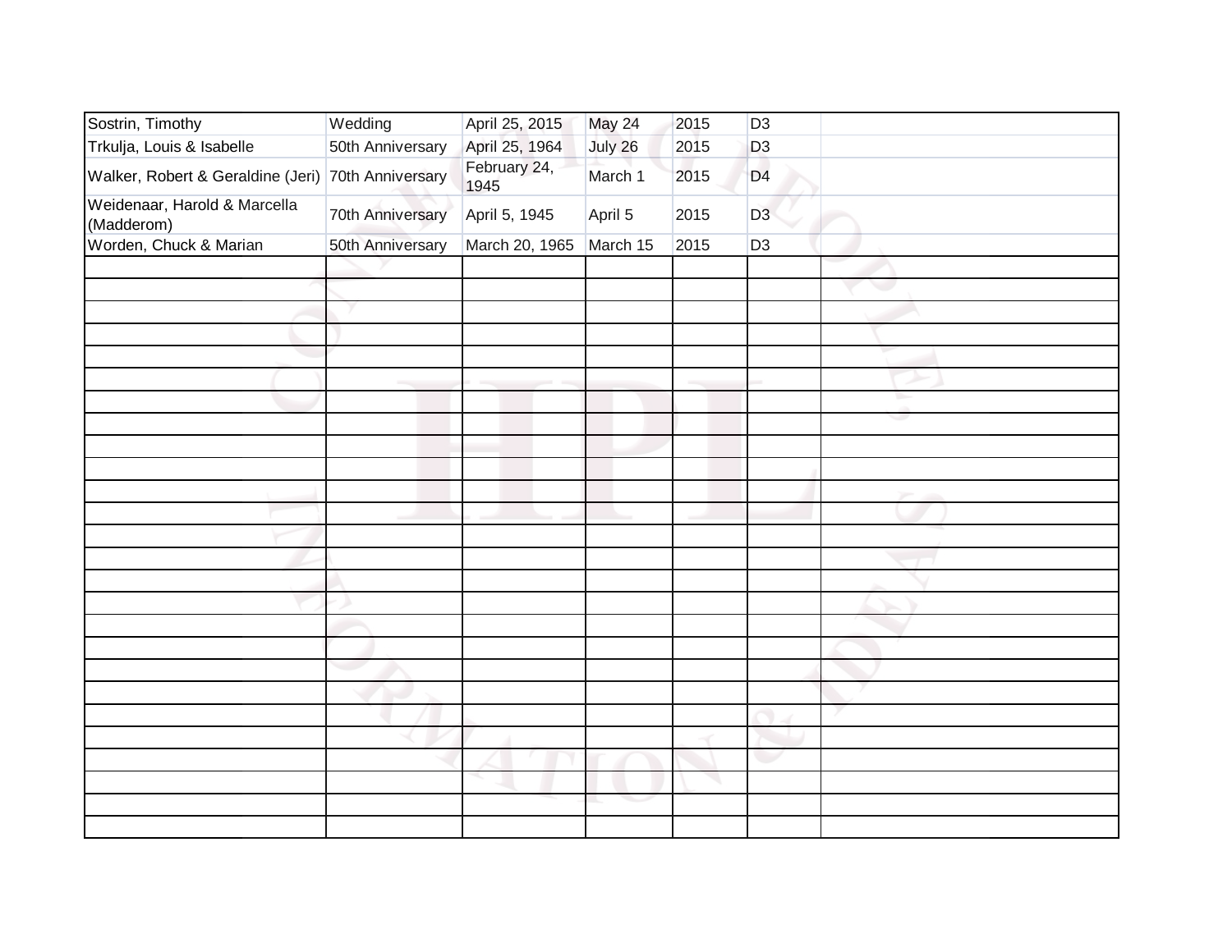| | | | | | | |
|---|---|---|---|---|---|---|
| Sostrin, Timothy | Wedding | April 25, 2015 | May 24 | 2015 | D3 | |
| Trkulja, Louis & Isabelle | 50th Anniversary | April 25, 1964 | July 26 | 2015 | D3 | |
| Walker, Robert & Geraldine (Jeri) | 70th Anniversary | February 24, 1945 | March 1 | 2015 | D4 | |
| Weidenaar, Harold & Marcella (Madderom) | 70th Anniversary | April 5, 1945 | April 5 | 2015 | D3 | |
| Worden, Chuck & Marian | 50th Anniversary | March 20, 1965 | March 15 | 2015 | D3 | |